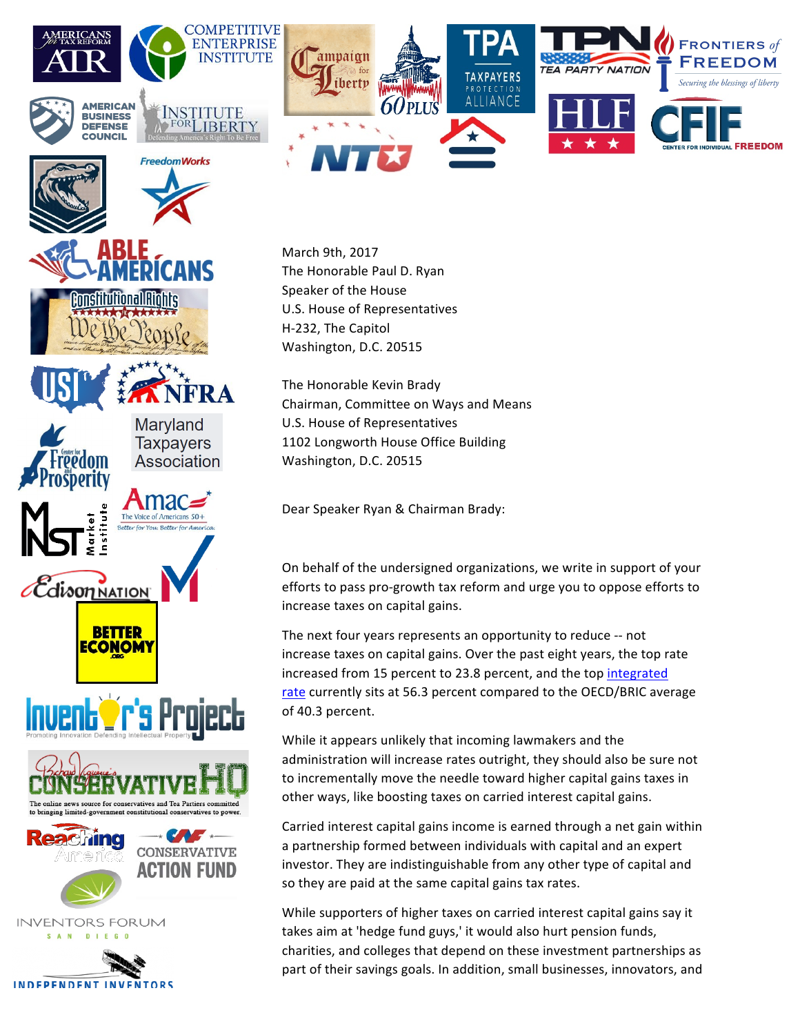March 9th, 2017
The Honorable Paul D. Ryan
Speaker of the House
U.S. House of Representatives
H-232, The Capitol
Washington, D.C. 20515

The Honorable Kevin Brady
Chairman, Committee on Ways and Means
U.S. House of Representatives
1102 Longworth House Office Building
Washington, D.C. 20515

Dear Speaker Ryan & Chairman Brady:

On behalf of the undersigned organizations, we write in support of your efforts to pass pro-growth tax reform and urge you to oppose efforts to increase taxes on capital gains.

The next four years represents an opportunity to reduce -- not increase taxes on capital gains. Over the past eight years, the top rate increased from 15 percent to 23.8 percent, and the top integrated rate currently sits at 56.3 percent compared to the OECD/BRIC average of 40.3 percent.

While it appears unlikely that incoming lawmakers and the administration will increase rates outright, they should also be sure not to incrementally move the needle toward higher capital gains taxes in other ways, like boosting taxes on carried interest capital gains.

Carried interest capital gains income is earned through a net gain within a partnership formed between individuals with capital and an expert investor. They are indistinguishable from any other type of capital and so they are paid at the same capital gains tax rates.

While supporters of higher taxes on carried interest capital gains say it takes aim at 'hedge fund guys,' it would also hurt pension funds, charities, and colleges that depend on these investment partnerships as part of their savings goals. In addition, small businesses, innovators, and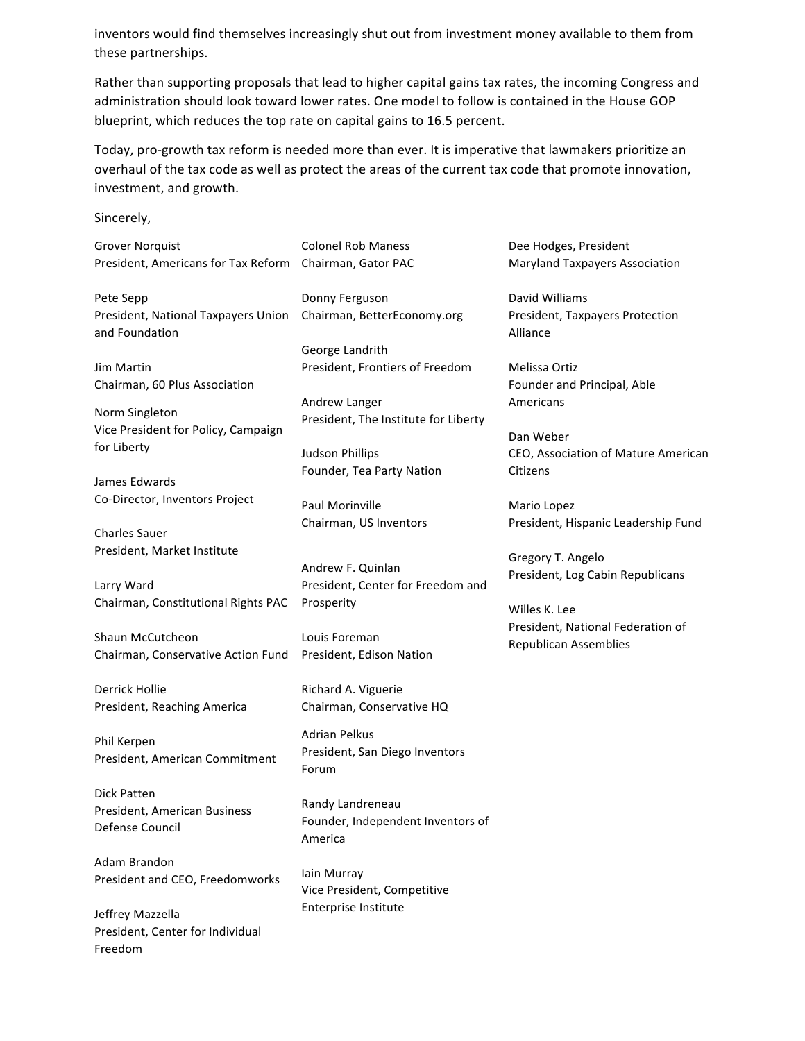inventors would find themselves increasingly shut out from investment money available to them from these partnerships.

Rather than supporting proposals that lead to higher capital gains tax rates, the incoming Congress and administration should look toward lower rates. One model to follow is contained in the House GOP blueprint, which reduces the top rate on capital gains to 16.5 percent.

Today, pro-growth tax reform is needed more than ever. It is imperative that lawmakers prioritize an overhaul of the tax code as well as protect the areas of the current tax code that promote innovation, investment, and growth.

Sincerely,

Grover Norquist
President, Americans for Tax Reform

Pete Sepp
President, National Taxpayers Union and Foundation

Jim Martin
Chairman, 60 Plus Association

Norm Singleton
Vice President for Policy, Campaign for Liberty

James Edwards
Co-Director, Inventors Project

Charles Sauer
President, Market Institute

Larry Ward
Chairman, Constitutional Rights PAC

Shaun McCutcheon
Chairman, Conservative Action Fund

Derrick Hollie
President, Reaching America

Phil Kerpen
President, American Commitment

Dick Patten
President, American Business Defense Council

Adam Brandon
President and CEO, Freedomworks

Jeffrey Mazzella
President, Center for Individual Freedom

Colonel Rob Maness
Chairman, Gator PAC

Donny Ferguson
Chairman, BetterEconomy.org

George Landrith
President, Frontiers of Freedom

Andrew Langer
President, The Institute for Liberty

Judson Phillips
Founder, Tea Party Nation

Paul Morinville
Chairman, US Inventors

Andrew F. Quinlan
President, Center for Freedom and Prosperity

Louis Foreman
President, Edison Nation

Richard A. Viguerie
Chairman, Conservative HQ

Adrian Pelkus
President, San Diego Inventors Forum

Randy Landreneau
Founder, Independent Inventors of America

Iain Murray
Vice President, Competitive Enterprise Institute

Dee Hodges, President
Maryland Taxpayers Association

David Williams
President, Taxpayers Protection Alliance

Melissa Ortiz
Founder and Principal, Able Americans

Dan Weber
CEO, Association of Mature American Citizens

Mario Lopez
President, Hispanic Leadership Fund

Gregory T. Angelo
President, Log Cabin Republicans

Willes K. Lee
President, National Federation of Republican Assemblies